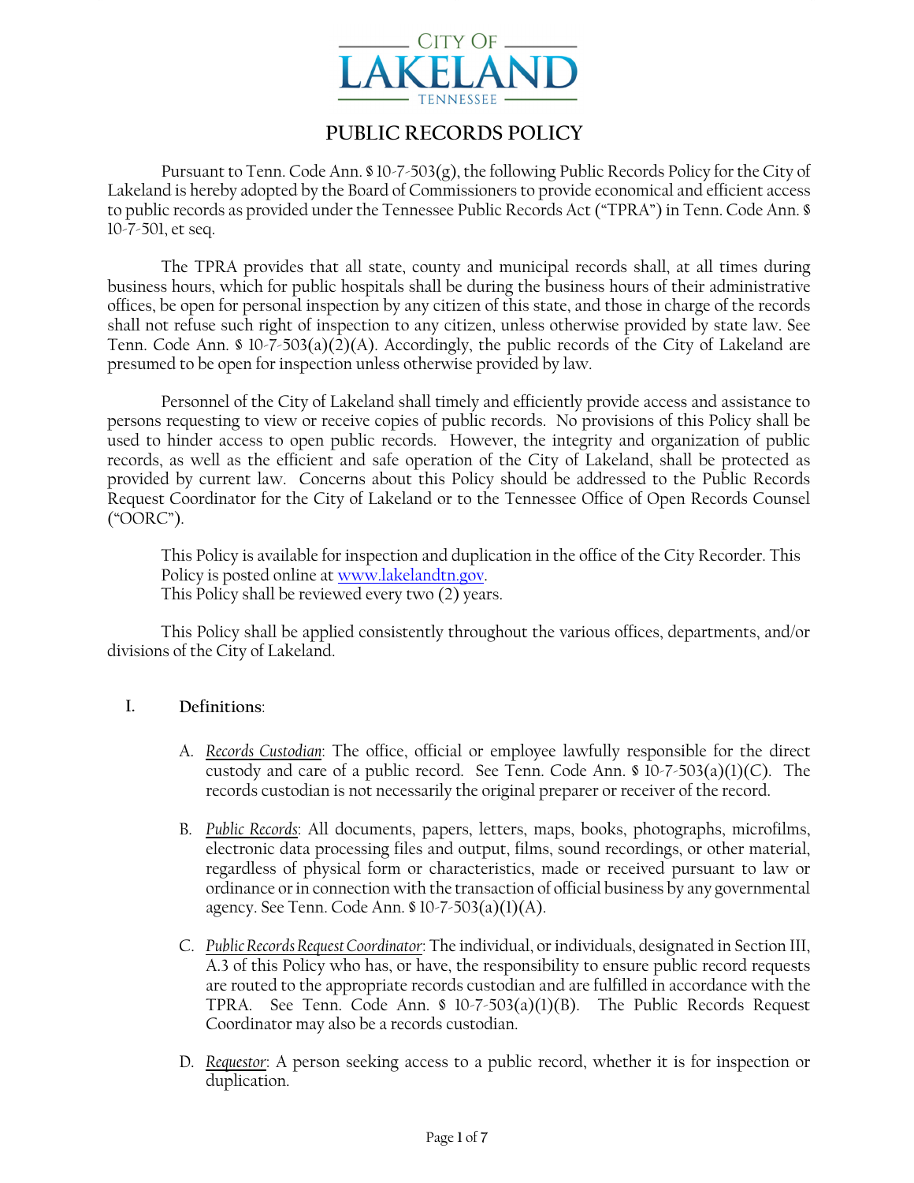CITY OF

LAKELAND

TENNESSEE

# PUBLIC RECORDS POLICY

Pursuant to Tenn. Code Ann. § 10-7-503(g), the following Public Records Policy for the City of Lakeland is hereby adopted by the Board of Commissioners to provide economical and efficient access to public records as provided under the Tennessee Public Records Act ("TPRA") in Tenn. Code Ann. § 10-7-501, et seq.

The TPRA provides that all state, county and municipal records shall, at all times during business hours, which for public hospitals shall be during the business hours of their administrative offices, be open for personal inspection by any citizen of this state, and those in charge of the records shall not refuse such right of inspection to any citizen, unless otherwise provided by state law. See Tenn. Code Ann. § 10-7-503(a)(2)(A). Accordingly, the public records of the City of Lakeland are presumed to be open for inspection unless otherwise provided by law.

Personnel of the City of Lakeland shall timely and efficiently provide access and assistance to persons requesting to view or receive copies of public records. No provisions of this Policy shall be used to hinder access to open public records. However, the integrity and organization of public records, as well as the efficient and safe operation of the City of Lakeland, shall be protected as provided by current law. Concerns about this Policy should be addressed to the Public Records Request Coordinator for the City of Lakeland or to the Tennessee Office of Open Records Counsel ("OORC").

This Policy is available for inspection and duplication in the office of the City Recorder. This Policy is posted online at [www.lakelandtn.gov](www.lakelandtn.gov).
This Policy shall be reviewed every two (2) years.

This Policy shall be applied consistently throughout the various offices, departments, and/or divisions of the City of Lakeland.

## I. Definitions:

A. *Records Custodian*: The office, official or employee lawfully responsible for the direct custody and care of a public record. See Tenn. Code Ann. § 10-7-503(a)(1)(C). The records custodian is not necessarily the original preparer or receiver of the record.

B. *Public Records*: All documents, papers, letters, maps, books, photographs, microfilms, electronic data processing files and output, films, sound recordings, or other material, regardless of physical form or characteristics, made or received pursuant to law or ordinance or in connection with the transaction of official business by any governmental agency. See Tenn. Code Ann. § 10-7-503(a)(1)(A).

C. *Public Records Request Coordinator*: The individual, or individuals, designated in Section III, A.3 of this Policy who has, or have, the responsibility to ensure public record requests are routed to the appropriate records custodian and are fulfilled in accordance with the TPRA. See Tenn. Code Ann. § 10-7-503(a)(1)(B). The Public Records Request Coordinator may also be a records custodian.

D. *Requestor*: A person seeking access to a public record, whether it is for inspection or duplication.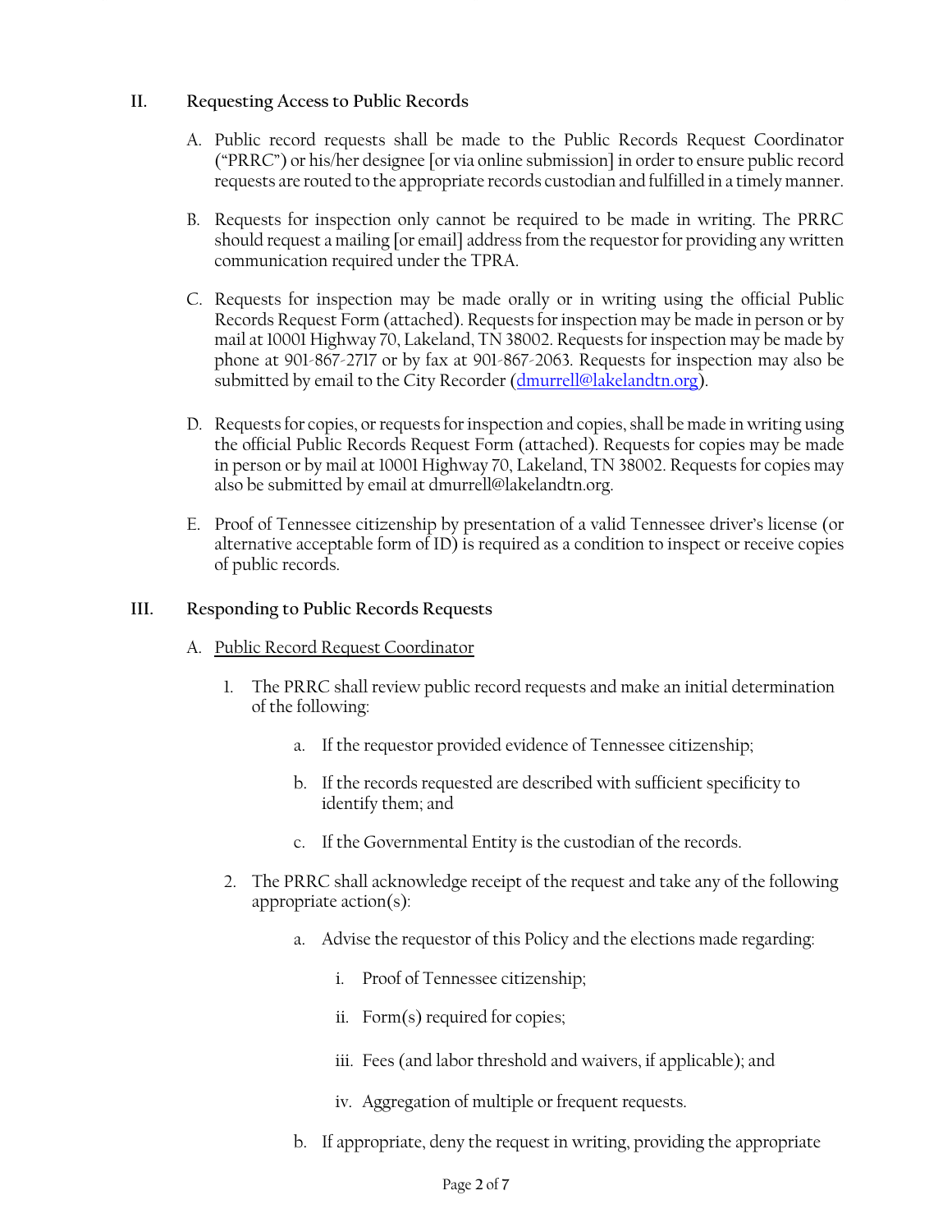## II. Requesting Access to Public Records

A. Public record requests shall be made to the Public Records Request Coordinator ("PRRC") or his/her designee [or via online submission] in order to ensure public record requests are routed to the appropriate records custodian and fulfilled in a timely manner.

B. Requests for inspection only cannot be required to be made in writing. The PRRC should request a mailing [or email] address from the requestor for providing any written communication required under the TPRA.

C. Requests for inspection may be made orally or in writing using the official Public Records Request Form (attached). Requests for inspection may be made in person or by mail at 10001 Highway 70, Lakeland, TN 38002. Requests for inspection may be made by phone at 901-867-2717 or by fax at 901-867-2063. Requests for inspection may also be submitted by email to the City Recorder (dmurrell@lakelandtn.org).

D. Requests for copies, or requests for inspection and copies, shall be made in writing using the official Public Records Request Form (attached). Requests for copies may be made in person or by mail at 10001 Highway 70, Lakeland, TN 38002. Requests for copies may also be submitted by email at dmurrell@lakelandtn.org.

E. Proof of Tennessee citizenship by presentation of a valid Tennessee driver's license (or alternative acceptable form of ID) is required as a condition to inspect or receive copies of public records.

## III. Responding to Public Records Requests

A. Public Record Request Coordinator

1. The PRRC shall review public record requests and make an initial determination of the following:

   a. If the requestor provided evidence of Tennessee citizenship;

   b. If the records requested are described with sufficient specificity to identify them; and

   c. If the Governmental Entity is the custodian of the records.

2. The PRRC shall acknowledge receipt of the request and take any of the following appropriate action(s):

   a. Advise the requestor of this Policy and the elections made regarding:

      i. Proof of Tennessee citizenship;

      ii. Form(s) required for copies;

      iii. Fees (and labor threshold and waivers, if applicable); and

      iv. Aggregation of multiple or frequent requests.

   b. If appropriate, deny the request in writing, providing the appropriate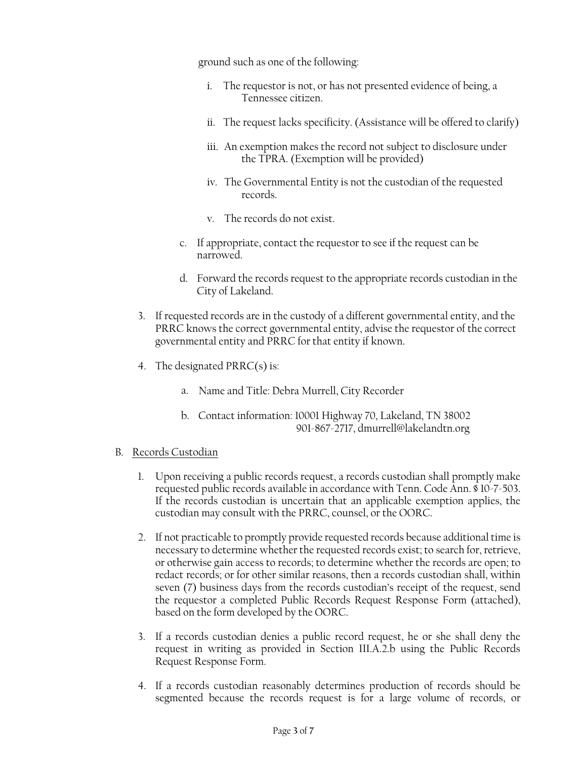ground such as one of the following:

- i. The requestor is not, or has not presented evidence of being, a Tennessee citizen.
- ii. The request lacks specificity. (Assistance will be offered to clarify)
- iii. An exemption makes the record not subject to disclosure under the TPRA. (Exemption will be provided)
- iv. The Governmental Entity is not the custodian of the requested records.
- v. The records do not exist.

c. If appropriate, contact the requestor to see if the request can be narrowed.

d. Forward the records request to the appropriate records custodian in the City of Lakeland.

3. If requested records are in the custody of a different governmental entity, and the PRRC knows the correct governmental entity, advise the requestor of the correct governmental entity and PRRC for that entity if known.

4. The designated PRRC(s) is:

   a. Name and Title: Debra Murrell, City Recorder

   b. Contact information: 10001 Highway 70, Lakeland, TN 38002
      901-867-2717, dmurrell@lakelandtn.org

B. Records Custodian

1. Upon receiving a public records request, a records custodian shall promptly make requested public records available in accordance with Tenn. Code Ann. § 10-7-503. If the records custodian is uncertain that an applicable exemption applies, the custodian may consult with the PRRC, counsel, or the OORC.

2. If not practicable to promptly provide requested records because additional time is necessary to determine whether the requested records exist; to search for, retrieve, or otherwise gain access to records; to determine whether the records are open; to redact records; or for other similar reasons, then a records custodian shall, within seven (7) business days from the records custodian's receipt of the request, send the requestor a completed Public Records Request Response Form (attached), based on the form developed by the OORC.

3. If a records custodian denies a public record request, he or she shall deny the request in writing as provided in Section III.A.2.b using the Public Records Request Response Form.

4. If a records custodian reasonably determines production of records should be segmented because the records request is for a large volume of records, or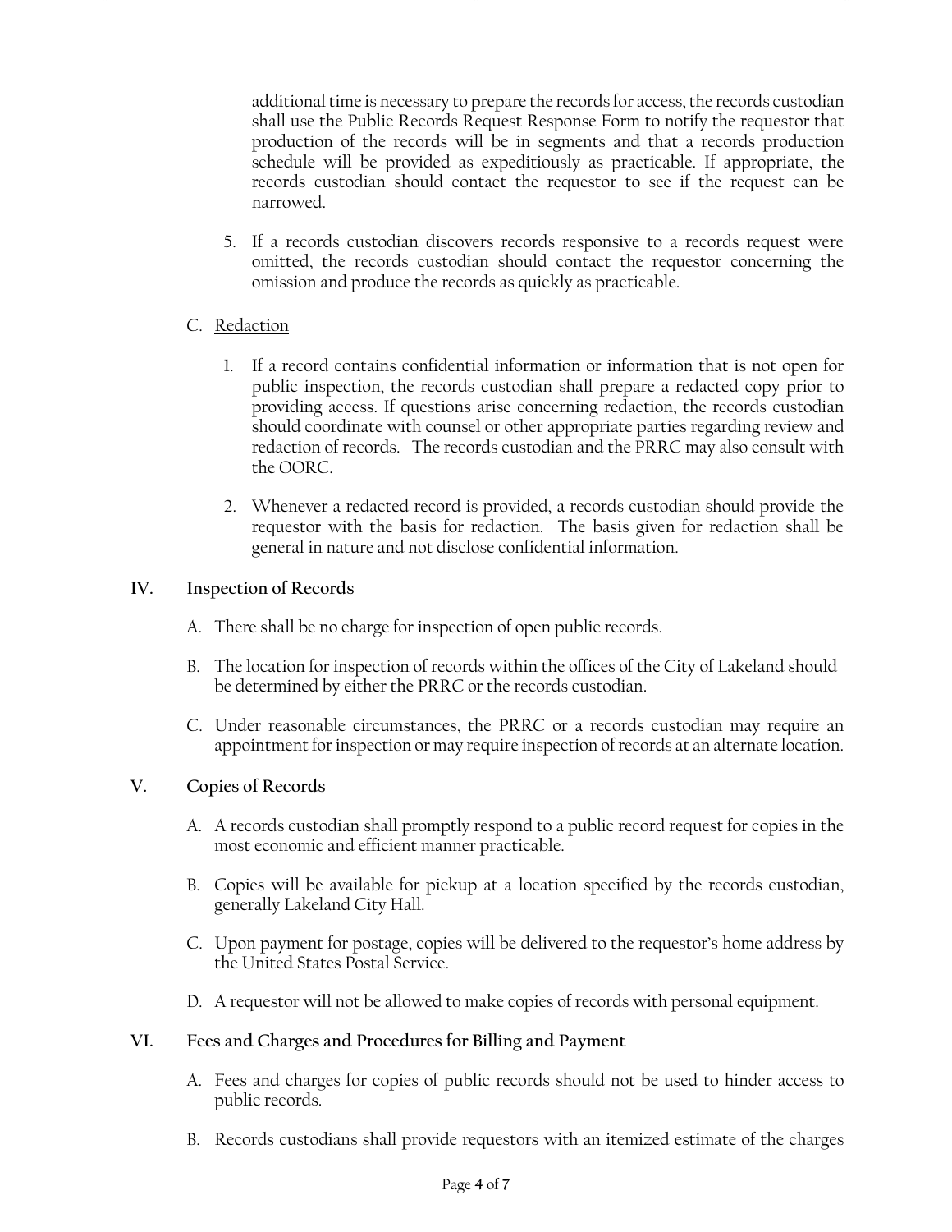additional time is necessary to prepare the records for access, the records custodian shall use the Public Records Request Response Form to notify the requestor that production of the records will be in segments and that a records production schedule will be provided as expeditiously as practicable. If appropriate, the records custodian should contact the requestor to see if the request can be narrowed.

5. If a records custodian discovers records responsive to a records request were omitted, the records custodian should contact the requestor concerning the omission and produce the records as quickly as practicable.

C. Redaction

1. If a record contains confidential information or information that is not open for public inspection, the records custodian shall prepare a redacted copy prior to providing access. If questions arise concerning redaction, the records custodian should coordinate with counsel or other appropriate parties regarding review and redaction of records. The records custodian and the PRRC may also consult with the OORC.

2. Whenever a redacted record is provided, a records custodian should provide the requestor with the basis for redaction. The basis given for redaction shall be general in nature and not disclose confidential information.

## IV. Inspection of Records

A. There shall be no charge for inspection of open public records.

B. The location for inspection of records within the offices of the City of Lakeland should be determined by either the PRRC or the records custodian.

C. Under reasonable circumstances, the PRRC or a records custodian may require an appointment for inspection or may require inspection of records at an alternate location.

## V. Copies of Records

A. A records custodian shall promptly respond to a public record request for copies in the most economic and efficient manner practicable.

B. Copies will be available for pickup at a location specified by the records custodian, generally Lakeland City Hall.

C. Upon payment for postage, copies will be delivered to the requestor's home address by the United States Postal Service.

D. A requestor will not be allowed to make copies of records with personal equipment.

## VI. Fees and Charges and Procedures for Billing and Payment

A. Fees and charges for copies of public records should not be used to hinder access to public records.

B. Records custodians shall provide requestors with an itemized estimate of the charges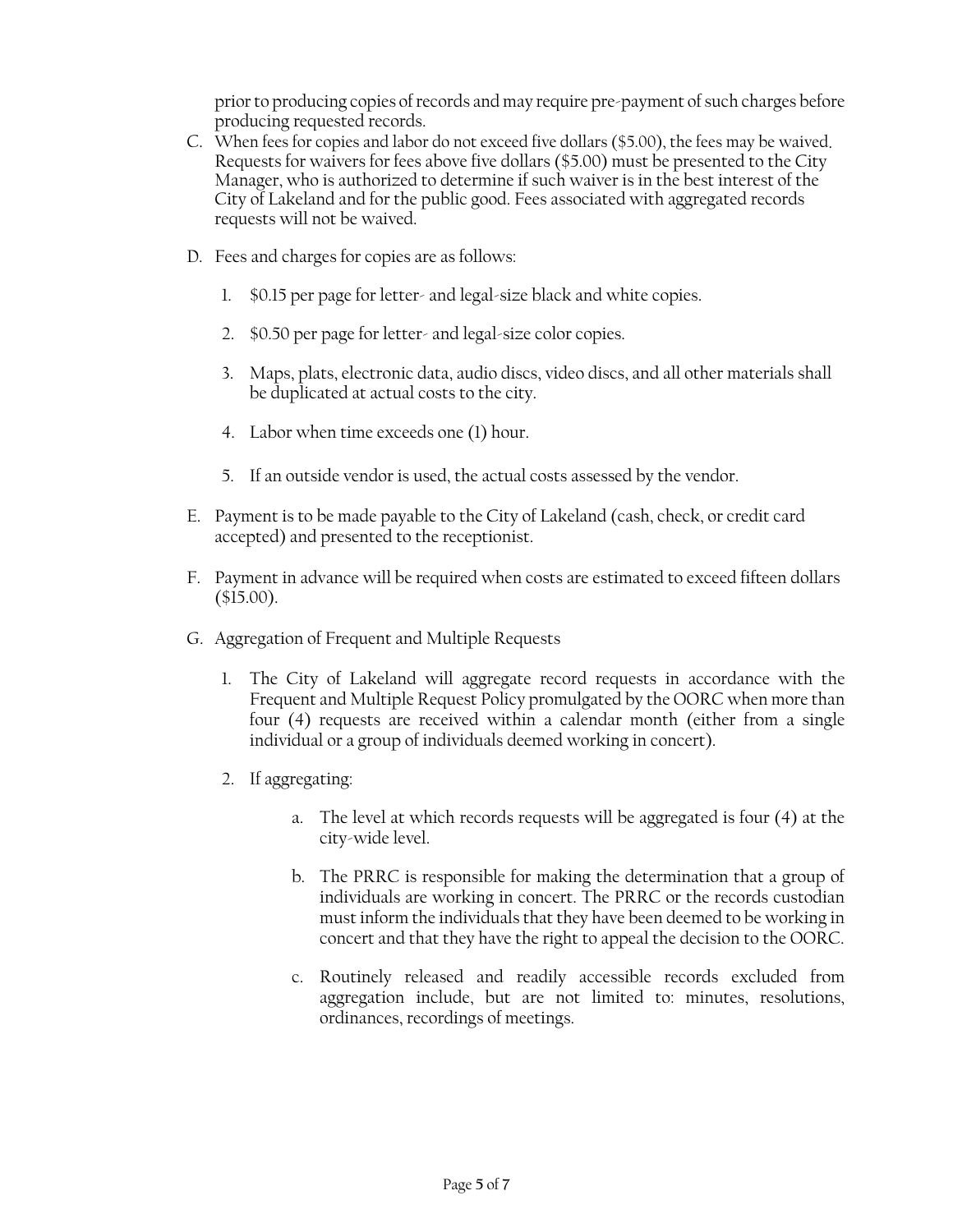prior to producing copies of records and may require pre-payment of such charges before producing requested records.

C. When fees for copies and labor do not exceed five dollars ($5.00), the fees may be waived. Requests for waivers for fees above five dollars ($5.00) must be presented to the City Manager, who is authorized to determine if such waiver is in the best interest of the City of Lakeland and for the public good. Fees associated with aggregated records requests will not be waived.

D. Fees and charges for copies are as follows:

   1. $0.15 per page for letter- and legal-size black and white copies.

   2. $0.50 per page for letter- and legal-size color copies.

   3. Maps, plats, electronic data, audio discs, video discs, and all other materials shall be duplicated at actual costs to the city.

   4. Labor when time exceeds one (1) hour.

   5. If an outside vendor is used, the actual costs assessed by the vendor.

E. Payment is to be made payable to the City of Lakeland (cash, check, or credit card accepted) and presented to the receptionist.

F. Payment in advance will be required when costs are estimated to exceed fifteen dollars ($15.00).

G. Aggregation of Frequent and Multiple Requests

   1. The City of Lakeland will aggregate record requests in accordance with the Frequent and Multiple Request Policy promulgated by the OORC when more than four (4) requests are received within a calendar month (either from a single individual or a group of individuals deemed working in concert).

   2. If aggregating:

      a. The level at which records requests will be aggregated is four (4) at the city-wide level.

      b. The PRRC is responsible for making the determination that a group of individuals are working in concert. The PRRC or the records custodian must inform the individuals that they have been deemed to be working in concert and that they have the right to appeal the decision to the OORC.

      c. Routinely released and readily accessible records excluded from aggregation include, but are not limited to: minutes, resolutions, ordinances, recordings of meetings.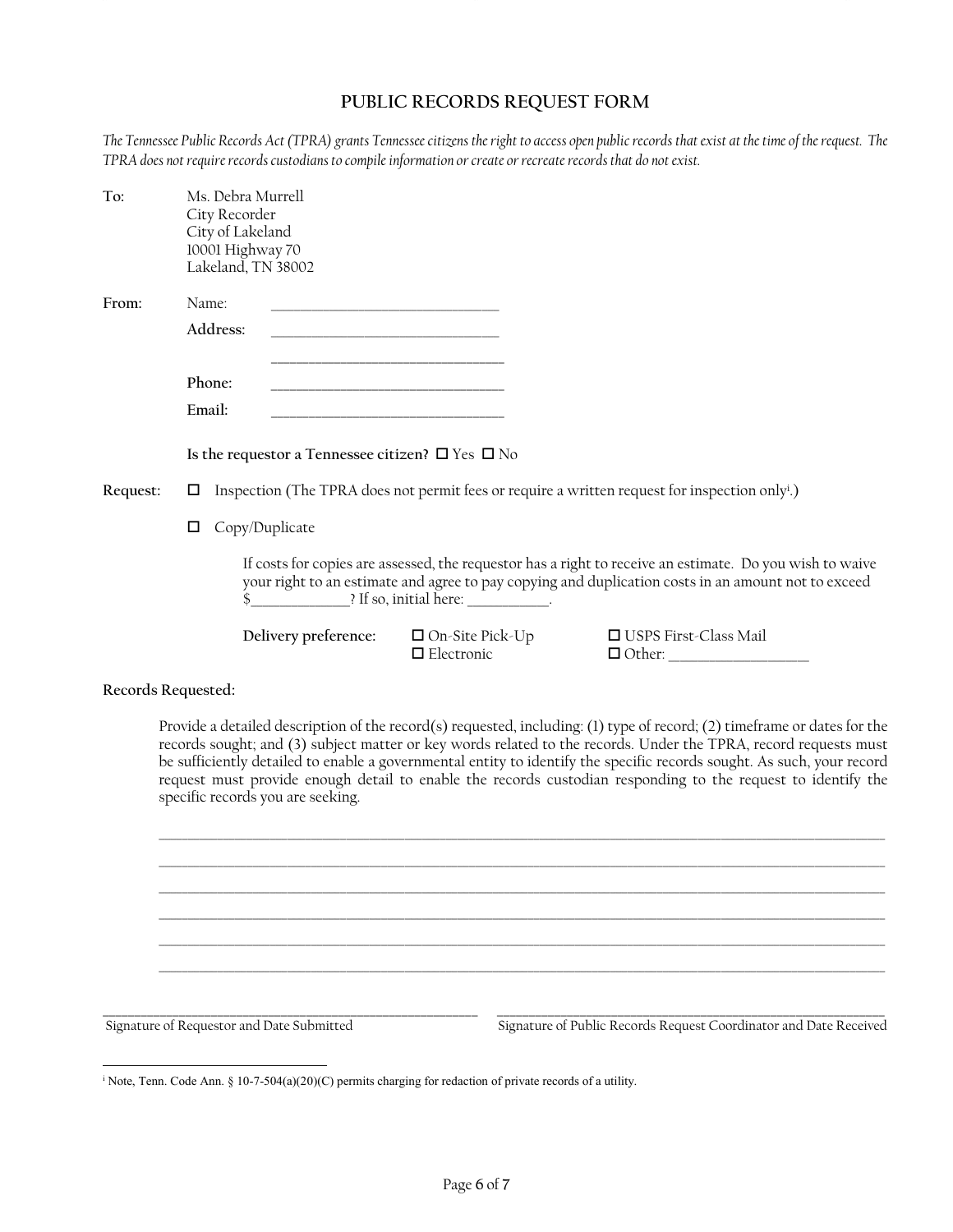# PUBLIC RECORDS REQUEST FORM

*The Tennessee Public Records Act (TPRA) grants Tennessee citizens the right to access open public records that exist at the time of the request. The TPRA does not require records custodians to compile information or create or recreate records that do not exist.*

**To:** Ms. Debra Murrell
City Recorder
City of Lakeland
10001 Highway 70
Lakeland, TN 38002

**From:** Name: ______________________________

**Address:** ______________________________

______________________________

**Phone:** ______________________________

**Email:** ______________________________

**Is the requestor a Tennessee citizen?** ☐ Yes ☐ No

**Request:** ☐ Inspection (The TPRA does not permit fees or require a written request for inspection only[i].)

☐ Copy/Duplicate

If costs for copies are assessed, the requestor has a right to receive an estimate. Do you wish to waive your right to an estimate and agree to pay copying and duplication costs in an amount not to exceed $_____________? If so, initial here: ___________.

**Delivery preference:** ☐ On-Site Pick-Up ☐ USPS First-Class Mail ☐ Electronic ☐ Other: ___________________

**Records Requested:**

Provide a detailed description of the record(s) requested, including: (1) type of record; (2) timeframe or dates for the records sought; and (3) subject matter or key words related to the records. Under the TPRA, record requests must be sufficiently detailed to enable a governmental entity to identify the specific records sought. As such, your record request must provide enough detail to enable the records custodian responding to the request to identify the specific records you are seeking.

______________________________________________________________________________________________

______________________________________________________________________________________________

______________________________________________________________________________________________

______________________________________________________________________________________________

______________________________________________________________________________________________

______________________________________________________________________________________________

______________________________________________ ______________________________________________
Signature of Requestor and Date Submitted Signature of Public Records Request Coordinator and Date Received

---

[i] Note, Tenn. Code Ann. § 10-7-504(a)(20)(C) permits charging for redaction of private records of a utility.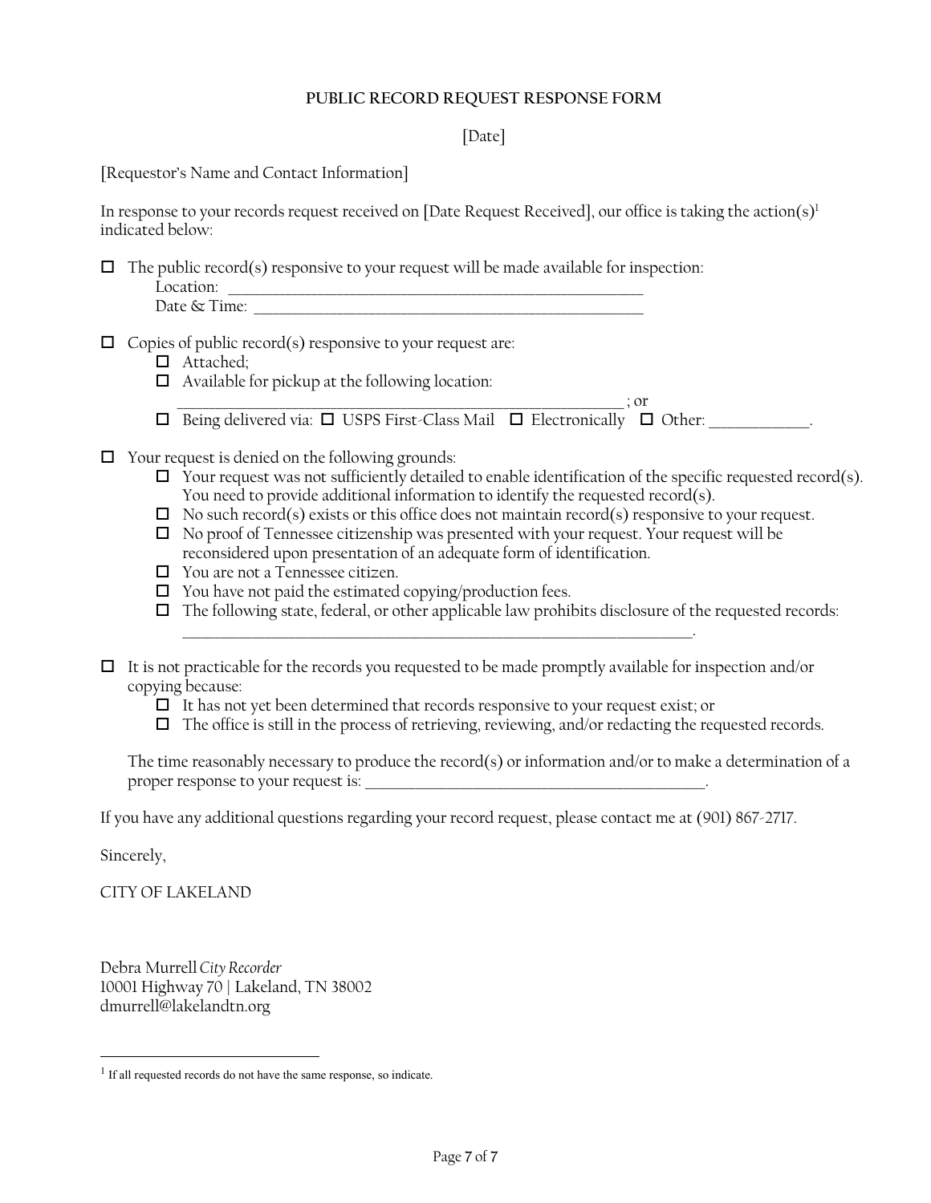**PUBLIC RECORD REQUEST RESPONSE FORM**

[Date]

[Requestor's Name and Contact Information]

In response to your records request received on [Date Request Received], our office is taking the action(s)[1] indicated below:

- ☐ The public record(s) responsive to your request will be made available for inspection:
  Location: \_\_\_\_\_\_\_\_\_\_\_\_\_\_\_\_\_\_\_\_\_\_\_\_\_\_\_\_\_\_\_\_\_\_\_\_\_\_\_\_
  Date & Time: \_\_\_\_\_\_\_\_\_\_\_\_\_\_\_\_\_\_\_\_\_\_\_\_\_\_\_\_\_\_\_\_\_\_\_\_\_\_\_\_

- ☐ Copies of public record(s) responsive to your request are:
  - ☐ Attached;
  - ☐ Available for pickup at the following location:
    \_\_\_\_\_\_\_\_\_\_\_\_\_\_\_\_\_\_\_\_\_\_\_\_\_\_\_\_\_\_\_\_\_\_\_\_\_\_\_\_\_\_\_\_ ; or
  - ☐ Being delivered via: ☐ USPS First-Class Mail ☐ Electronically ☐ Other: \_\_\_\_\_\_\_\_\_\_\_\_.

- ☐ Your request is denied on the following grounds:
  - ☐ Your request was not sufficiently detailed to enable identification of the specific requested record(s). You need to provide additional information to identify the requested record(s).
  - ☐ No such record(s) exists or this office does not maintain record(s) responsive to your request.
  - ☐ No proof of Tennessee citizenship was presented with your request. Your request will be reconsidered upon presentation of an adequate form of identification.
  - ☐ You are not a Tennessee citizen.
  - ☐ You have not paid the estimated copying/production fees.
  - ☐ The following state, federal, or other applicable law prohibits disclosure of the requested records:
    \_\_\_\_\_\_\_\_\_\_\_\_\_\_\_\_\_\_\_\_\_\_\_\_\_\_\_\_\_\_\_\_\_\_\_\_\_\_\_\_\_\_\_\_\_\_\_\_\_\_\_\_.

- ☐ It is not practicable for the records you requested to be made promptly available for inspection and/or copying because:
  - ☐ It has not yet been determined that records responsive to your request exist; or
  - ☐ The office is still in the process of retrieving, reviewing, and/or redacting the requested records.

  The time reasonably necessary to produce the record(s) or information and/or to make a determination of a proper response to your request is: \_\_\_\_\_\_\_\_\_\_\_\_\_\_\_\_\_\_\_\_\_\_\_\_\_\_\_\_\_\_\_\_\_\_\_\_.

If you have any additional questions regarding your record request, please contact me at (901) 867-2717.

Sincerely,

CITY OF LAKELAND

Debra Murrell *City Recorder*
10001 Highway 70 | Lakeland, TN 38002
dmurrell@lakelandtn.org

---

[1] If all requested records do not have the same response, so indicate.